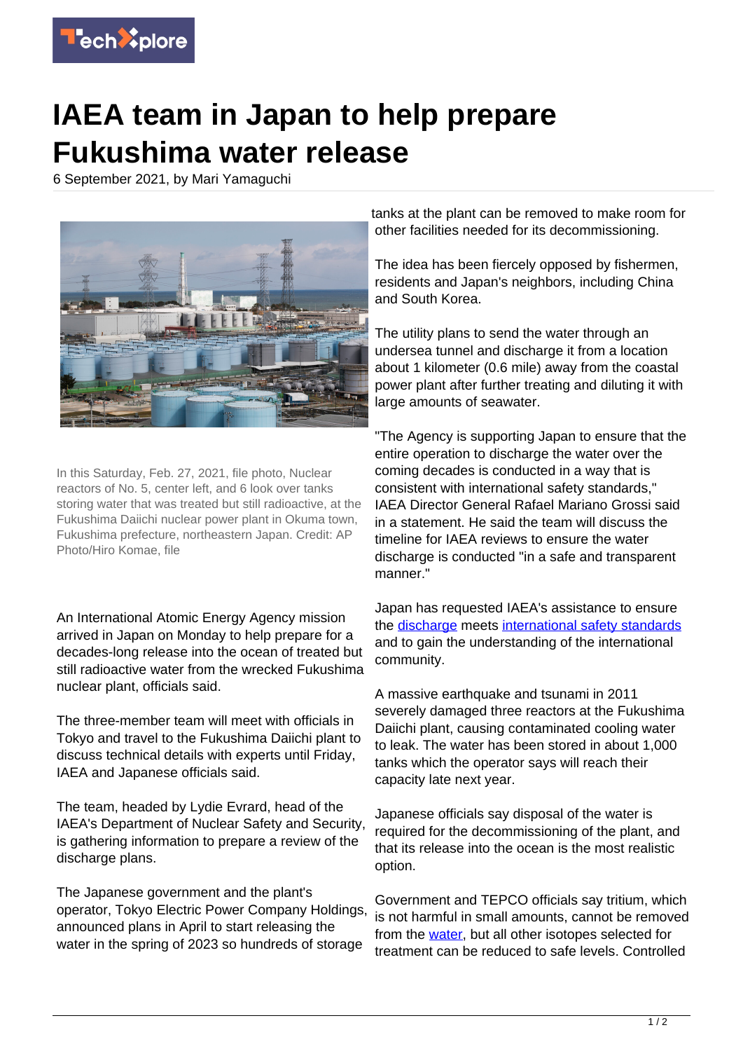# IAEA team in Japan to help prepare Fukushima water release

6 September 2021, by Mari Yamaguchi

In this Saturday, Feb. 27, 2021, file photo, Nuclear reactors of No. 5, center left, and 6 look over tanks storing water that was treated but still radioactive, at the Fukushima Daiichi nuclear power plant in Okuma town, Fukushima prefecture, northeastern Japan. Credit: AP Photo/Hiro Komae, file

An International Atomic Energy Agency mission arrived in Japan on Monday to help prepare for a decades-long release into the ocean of treated but still radioactive water from the wrecked Fukushima nuclear plant, officials said.

The three-member team will meet with officials in Tokyo and travel to the Fukushima Daiichi plant to discuss technical details with experts until Friday, IAEA and Japanese officials said.

The team, headed by Lydie Evrard, head of the IAEA's Department of Nuclear Safety and Security, is gathering information to prepare a review of the discharge plans.

The Japanese government and the plant's operator, Tokyo Electric Power Company Holdings, announced plans in April to start releasing the water in the spring of 2023 so hundreds of storage tanks at the plant can be removed to make room for other facilities needed for its decommissioning.

The idea has been fiercely opposed by fishermen, residents and Japan's neighbors, including China and South Korea.

The utility plans to send the water through an undersea tunnel and discharge it from a location about 1 kilometer (0.6 mile) away from the coastal power plant after further treating and diluting it with large amounts of seawater.

"The Agency is supporting Japan to ensure that the entire operation to discharge the water over the coming decades is conducted in a way that is consistent with international safety standards," IAEA Director General Rafael Mariano Grossi said in a statement. He said the team will discuss the timeline for IAEA reviews to ensure the water discharge is conducted "in a safe and transparent manner."

Japan has requested IAEA's assistance to ensure the discharge meets international safety standards and to gain the understanding of the international community.

A massive earthquake and tsunami in 2011 severely damaged three reactors at the Fukushima Daiichi plant, causing contaminated cooling water to leak. The water has been stored in about 1,000 tanks which the operator says will reach their capacity late next year.

Japanese officials say disposal of the water is required for the decommissioning of the plant, and that its release into the ocean is the most realistic option.

Government and TEPCO officials say tritium, which is not harmful in small amounts, cannot be removed from the water, but all other isotopes selected for treatment can be reduced to safe levels. Controlled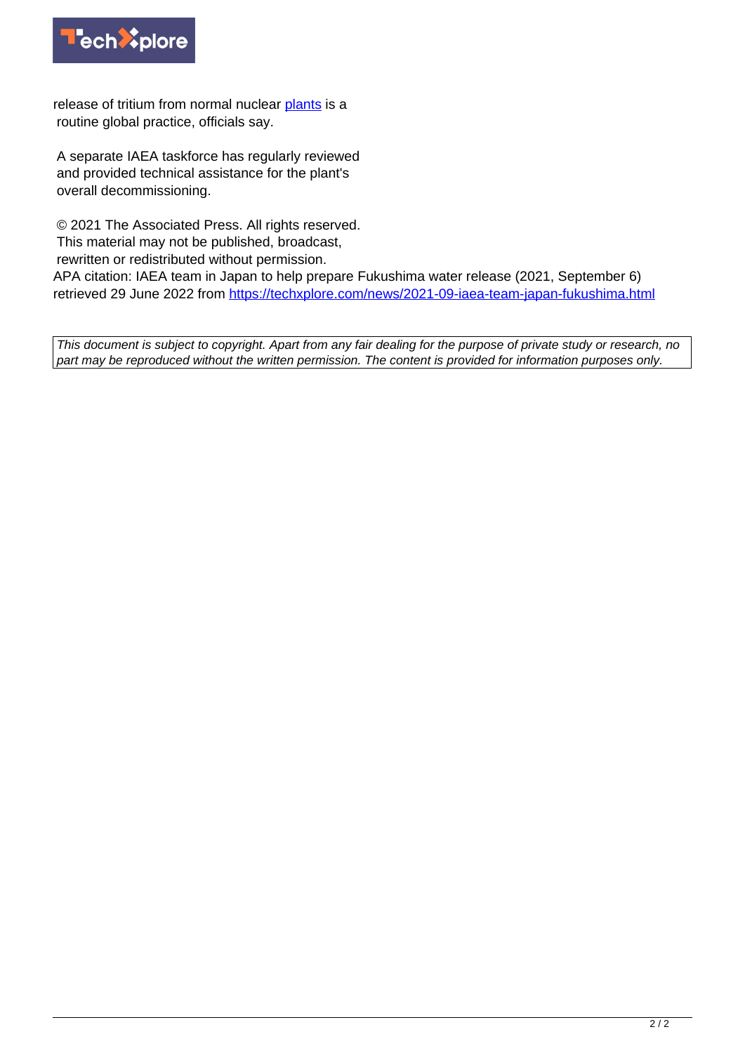release of tritium from normal nuclear plants is a routine global practice, officials say.

A separate IAEA taskforce has regularly reviewed and provided technical assistance for the plant's overall decommissioning.

© 2021 The Associated Press. All rights reserved. This material may not be published, broadcast, rewritten or redistributed without permission.

APA citation: IAEA team in Japan to help prepare Fukushima water release (2021, September 6) retrieved 29 June 2022 from https://techxplore.com/news/2021-09-iaea-team-japan-fukushima.html

*This document is subject to copyright. Apart from any fair dealing for the purpose of private study or research, no part may be reproduced without the written permission. The content is provided for information purposes only.*